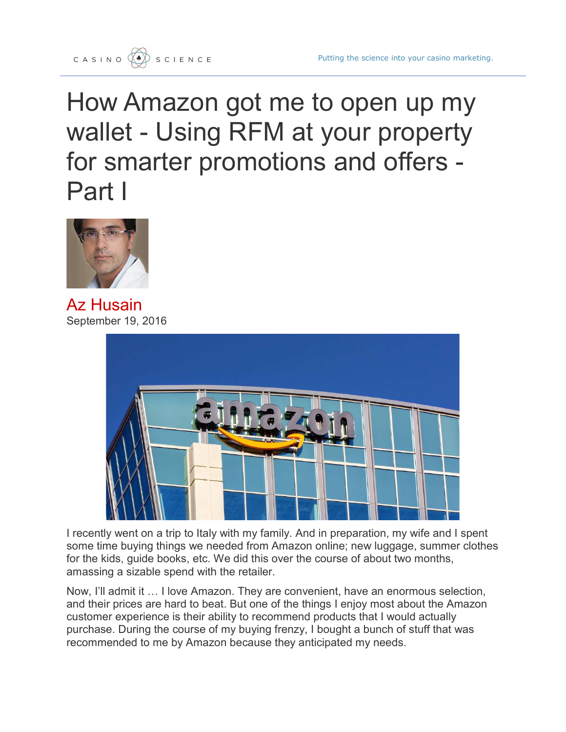# How Amazon got me to open up my wallet - Using RFM at your property for smarter promotions and offers - Part I

Az Husain
September 19, 2016

I recently went on a trip to Italy with my family. And in preparation, my wife and I spent some time buying things we needed from Amazon online; new luggage, summer clothes for the kids, guide books, etc. We did this over the course of about two months, amassing a sizable spend with the retailer.

Now, I'll admit it … I love Amazon. They are convenient, have an enormous selection, and their prices are hard to beat. But one of the things I enjoy most about the Amazon customer experience is their ability to recommend products that I would actually purchase. During the course of my buying frenzy, I bought a bunch of stuff that was recommended to me by Amazon because they anticipated my needs.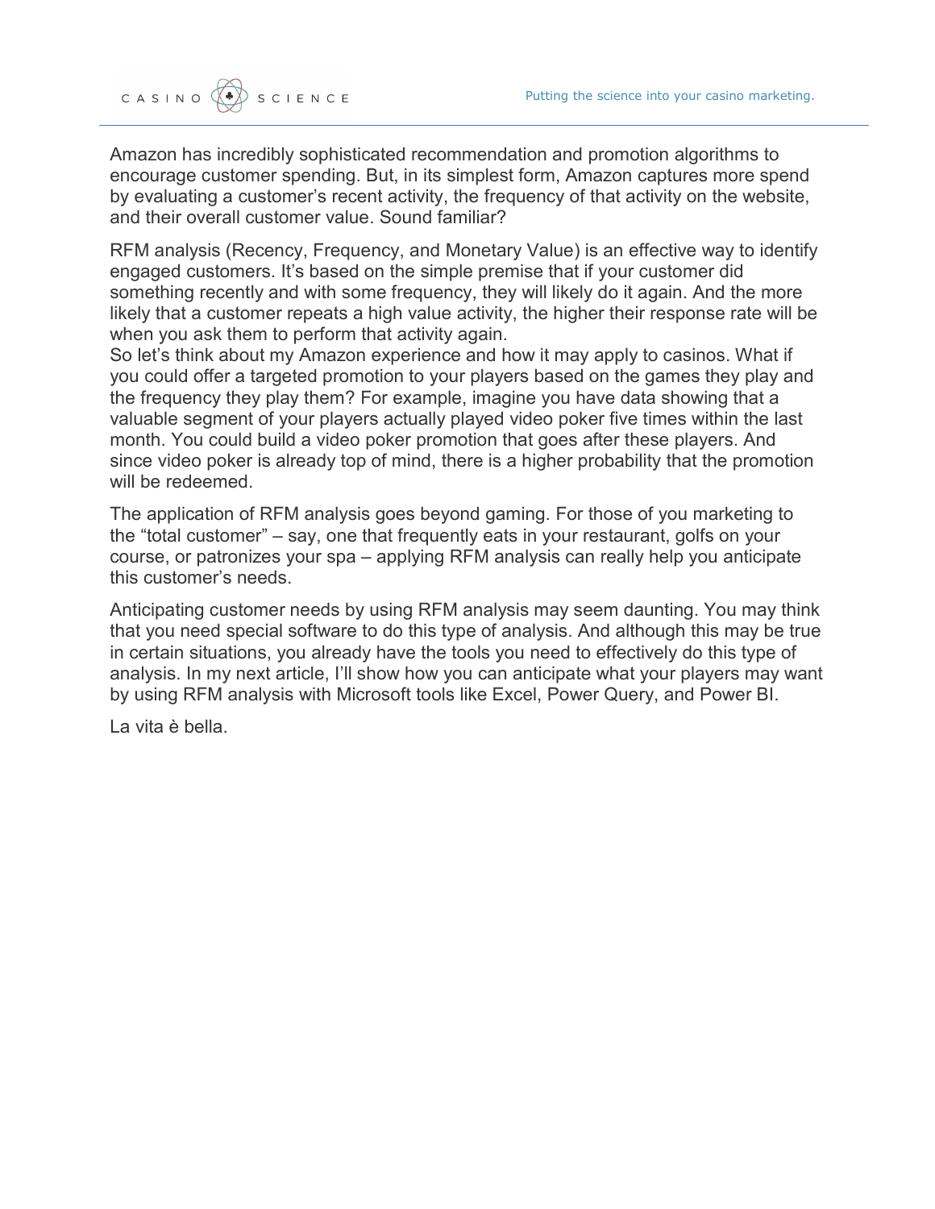Amazon has incredibly sophisticated recommendation and promotion algorithms to encourage customer spending. But, in its simplest form, Amazon captures more spend by evaluating a customer's recent activity, the frequency of that activity on the website, and their overall customer value. Sound familiar?

RFM analysis (Recency, Frequency, and Monetary Value) is an effective way to identify engaged customers. It's based on the simple premise that if your customer did something recently and with some frequency, they will likely do it again. And the more likely that a customer repeats a high value activity, the higher their response rate will be when you ask them to perform that activity again.

So let's think about my Amazon experience and how it may apply to casinos. What if you could offer a targeted promotion to your players based on the games they play and the frequency they play them? For example, imagine you have data showing that a valuable segment of your players actually played video poker five times within the last month. You could build a video poker promotion that goes after these players. And since video poker is already top of mind, there is a higher probability that the promotion will be redeemed.

The application of RFM analysis goes beyond gaming. For those of you marketing to the "total customer" – say, one that frequently eats in your restaurant, golfs on your course, or patronizes your spa – applying RFM analysis can really help you anticipate this customer's needs.

Anticipating customer needs by using RFM analysis may seem daunting. You may think that you need special software to do this type of analysis. And although this may be true in certain situations, you already have the tools you need to effectively do this type of analysis. In my next article, I'll show how you can anticipate what your players may want by using RFM analysis with Microsoft tools like Excel, Power Query, and Power BI.

La vita è bella.